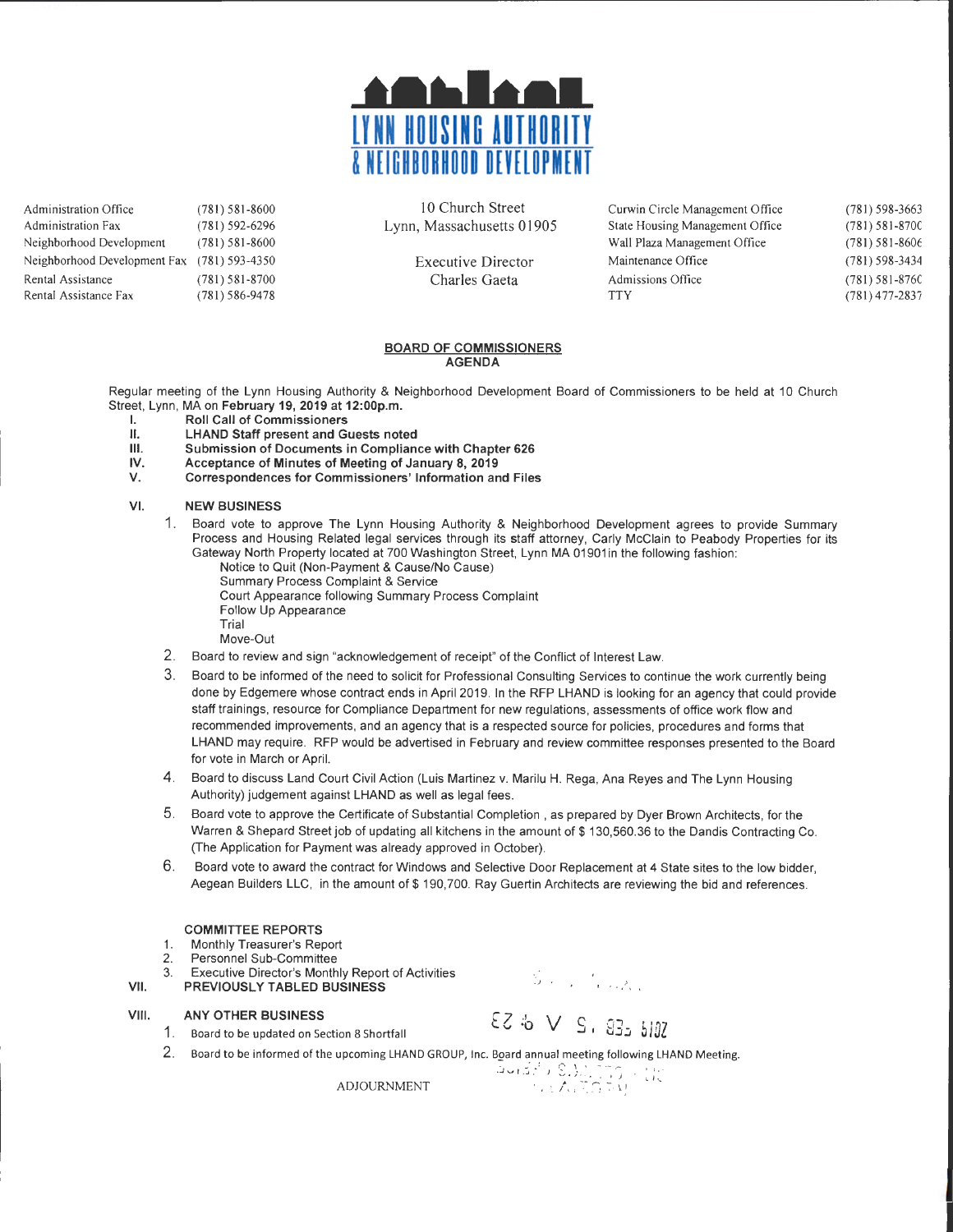# LYNN HOUSING AUTHORITY & NEIGHBORHOOD DEVELOPMENT

| | | | | |
|---|---|---|---|---|
| Administration Office | (781) 581-8600 | 10 Church Street | Curwin Circle Management Office | (781) 598-3663 |
| Administration Fax | (781) 592-6296 | Lynn, Massachusetts 01905 | State Housing Management Office | (781) 581-8700 |
| Neighborhood Development | (781) 581-8600 | | Wall Plaza Management Office | (781) 581-8606 |
| Neighborhood Development Fax | (781) 593-4350 | Executive Director | Maintenance Office | (781) 598-3434 |
| Rental Assistance | (781) 581-8700 | Charles Gaeta | Admissions Office | (781) 581-8760 |
| Rental Assistance Fax | (781) 586-9478 | | TTY | (781) 477-2837 |

**BOARD OF COMMISSIONERS**
**AGENDA**

Regular meeting of the Lynn Housing Authority & Neighborhood Development Board of Commissioners to be held at 10 Church Street, Lynn, MA on **February 19, 2019 at 12:00p.m.**

I. **Roll Call of Commissioners**
II. **LHAND Staff present and Guests noted**
III. **Submission of Documents in Compliance with Chapter 626**
IV. **Acceptance of Minutes of Meeting of January 8, 2019**
V. **Correspondences for Commissioners' Information and Files**

VI. **NEW BUSINESS**

1. Board vote to approve The Lynn Housing Authority & Neighborhood Development agrees to provide Summary Process and Housing Related legal services through its staff attorney, Carly McClain to Peabody Properties for its Gateway North Property located at 700 Washington Street, Lynn MA 01901in the following fashion:
   - Notice to Quit (Non-Payment & Cause/No Cause)
   - Summary Process Complaint & Service
   - Court Appearance following Summary Process Complaint
   - Follow Up Appearance
   - Trial
   - Move-Out
2. Board to review and sign "acknowledgement of receipt" of the Conflict of Interest Law.
3. Board to be informed of the need to solicit for Professional Consulting Services to continue the work currently being done by Edgemere whose contract ends in April 2019. In the RFP LHAND is looking for an agency that could provide staff trainings, resource for Compliance Department for new regulations, assessments of office work flow and recommended improvements, and an agency that is a respected source for policies, procedures and forms that LHAND may require. RFP would be advertised in February and review committee responses presented to the Board for vote in March or April.
4. Board to discuss Land Court Civil Action (Luis Martinez v. Marilu H. Rega, Ana Reyes and The Lynn Housing Authority) judgement against LHAND as well as legal fees.
5. Board vote to approve the Certificate of Substantial Completion , as prepared by Dyer Brown Architects, for the Warren & Shepard Street job of updating all kitchens in the amount of $ 130,560.36 to the Dandis Contracting Co. (The Application for Payment was already approved in October).
6. Board vote to award the contract for Windows and Selective Door Replacement at 4 State sites to the low bidder, Aegean Builders LLC, in the amount of $ 190,700. Ray Guertin Architects are reviewing the bid and references.

**COMMITTEE REPORTS**

1. Monthly Treasurer's Report
2. Personnel Sub-Committee
3. Executive Director's Monthly Report of Activities

VII. **PREVIOUSLY TABLED BUSINESS**

VIII. **ANY OTHER BUSINESS**

1. Board to be updated on Section 8 Shortfall
2. Board to be informed of the upcoming LHAND GROUP, Inc. Board annual meeting following LHAND Meeting.

ADJOURNMENT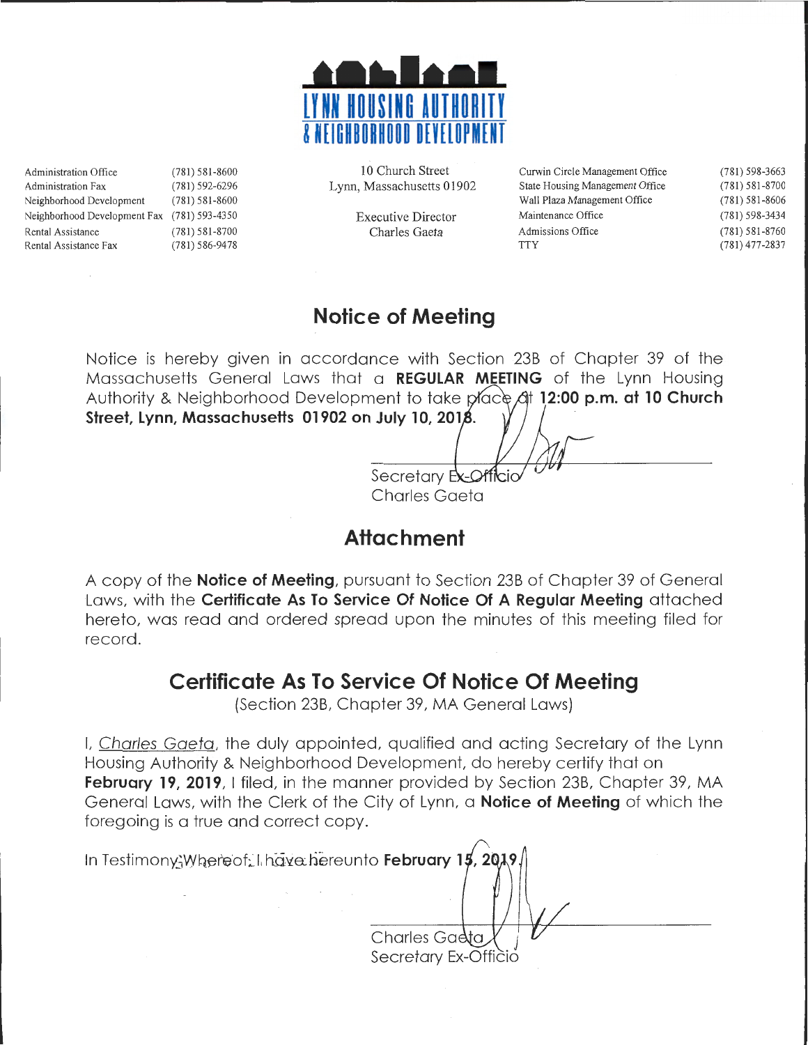**LYNN HOUSING AUTHORITY & NEIGHBORHOOD DEVELOPMENT**

| | | | | |
|---|---|---|---|---|
| Administration Office | (781) 581-8600 | 10 Church Street | Curwin Circle Management Office | (781) 598-3663 |
| Administration Fax | (781) 592-6296 | Lynn, Massachusetts 01902 | State Housing Management Office | (781) 581-8700 |
| Neighborhood Development | (781) 581-8600 | | Wall Plaza Management Office | (781) 581-8606 |
| Neighborhood Development Fax | (781) 593-4350 | Executive Director | Maintenance Office | (781) 598-3434 |
| Rental Assistance | (781) 581-8700 | Charles Gaeta | Admissions Office | (781) 581-8760 |
| Rental Assistance Fax | (781) 586-9478 | | TTY | (781) 477-2837 |

## Notice of Meeting

Notice is hereby given in accordance with Section 23B of Chapter 39 of the Massachusetts General Laws that a **REGULAR MEETING** of the Lynn Housing Authority & Neighborhood Development to take place at **12:00 p.m. at 10 Church Street, Lynn, Massachusetts 01902 on July 10, 2018.**

Secretary Ex-Officio
Charles Gaeta

## Attachment

A copy of the **Notice of Meeting**, pursuant to Section 23B of Chapter 39 of General Laws, with the **Certificate As To Service Of Notice Of A Regular Meeting** attached hereto, was read and ordered spread upon the minutes of this meeting filed for record.

## Certificate As To Service Of Notice Of Meeting

(Section 23B, Chapter 39, MA General Laws)

I, Charles Gaeta, the duly appointed, qualified and acting Secretary of the Lynn Housing Authority & Neighborhood Development, do hereby certify that on **February 19, 2019**, I filed, in the manner provided by Section 23B, Chapter 39, MA General Laws, with the Clerk of the City of Lynn, a **Notice of Meeting** of which the foregoing is a true and correct copy.

In Testimony Whereof, I have hereunto **February 15, 2019.**

Charles Gaeta
Secretary Ex-Officio